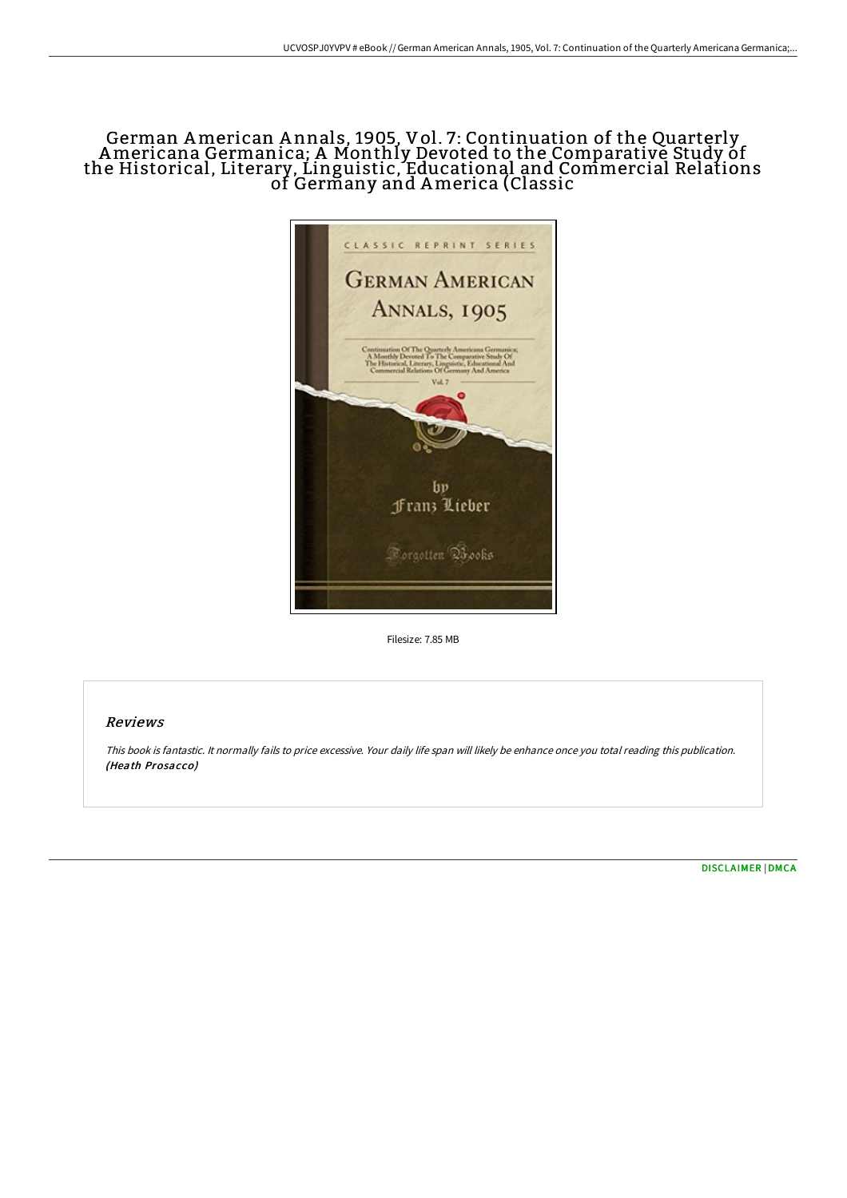# German American Annals, 1905, Vol. 7: Continuation of the Quarterly Americana Germanica; A Monthly Devoted to the Comparative Study of the Historical, Literary, Linguistic, Educational and Commercial Relations of Germany and America (Classic

Filesize: 7.85 MB

## Reviews

*This book is fantastic. It normally fails to price excessive. Your daily life span will likely be enhance once you total reading this publication.*
*(Heath Prosacco)*

DISCLAIMER | DMCA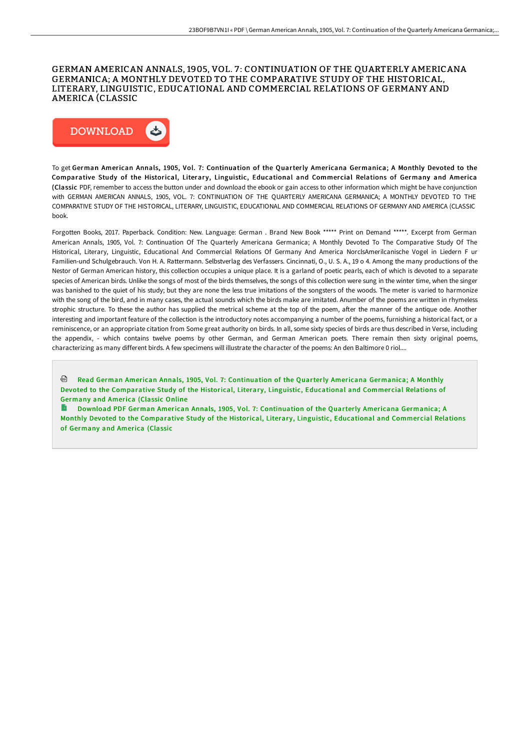# GERMAN AMERICAN ANNALS, 1905, VOL. 7: CONTINUATION OF THE QUARTERLY AMERICANA GERMANICA; A MONTHLY DEVOTED TO THE COMPARATIVE STUDY OF THE HISTORICAL, LITERARY, LINGUISTIC, EDUCATIONAL AND COMMERCIAL RELATIONS OF GERMANY AND AMERICA (CLASSIC

DOWNLOAD

To get **German American Annals, 1905, Vol. 7: Continuation of the Quarterly Americana Germanica; A Monthly Devoted to the Comparative Study of the Historical, Literary, Linguistic, Educational and Commercial Relations of Germany and America (Classic** PDF, remember to access the button under and download the ebook or gain access to other information which might be have conjunction with GERMAN AMERICAN ANNALS, 1905, VOL. 7: CONTINUATION OF THE QUARTERLY AMERICANA GERMANICA; A MONTHLY DEVOTED TO THE COMPARATIVE STUDY OF THE HISTORICAL, LITERARY, LINGUISTIC, EDUCATIONAL AND COMMERCIAL RELATIONS OF GERMANY AND AMERICA (CLASSIC book.

Forgotten Books, 2017. Paperback. Condition: New. Language: German . Brand New Book ***** Print on Demand *****. Excerpt from German American Annals, 1905, Vol. 7: Continuation Of The Quarterly Americana Germanica; A Monthly Devoted To The Comparative Study Of The Historical, Literary, Linguistic, Educational And Commercial Relations Of Germany And America NorclsAmerilcanische Vogel in Liedern F ur Familien-und Schulgebrauch. Von H. A. Rattermann. Selbstverlag des Verfassers. Cincinnati, O., U. S. A., 19 o 4. Among the many productions of the Nestor of German American history, this collection occupies a unique place. It is a garland of poetic pearls, each of which is devoted to a separate species of American birds. Unlike the songs of most of the birds themselves, the songs of this collection were sung in the winter time, when the singer was banished to the quiet of his study; but they are none the less true imitations of the songsters of the woods. The meter is varied to harmonize with the song of the bird, and in many cases, the actual sounds which the birds make are imitated. Anumber of the poems are written in rhymeless strophic structure. To these the author has supplied the metrical scheme at the top of the poem, after the manner of the antique ode. Another interesting and important feature of the collection is the introductory notes accompanying a number of the poems, furnishing a historical fact, or a reminiscence, or an appropriate citation from Some great authority on birds. In all, some sixty species of birds are thus described in Verse, including the appendix, - which contains twelve poems by other German, and German American poets. There remain then sixty original poems, characterizing as many different birds. A few specimens will illustrate the character of the poems: An den Baltimore 0 riol....

Read German American Annals, 1905, Vol. 7: Continuation of the Quarterly Americana Germanica; A Monthly Devoted to the Comparative Study of the Historical, Literary, Linguistic, Educational and Commercial Relations of Germany and America (Classic Online

Download PDF German American Annals, 1905, Vol. 7: Continuation of the Quarterly Americana Germanica; A Monthly Devoted to the Comparative Study of the Historical, Literary, Linguistic, Educational and Commercial Relations of Germany and America (Classic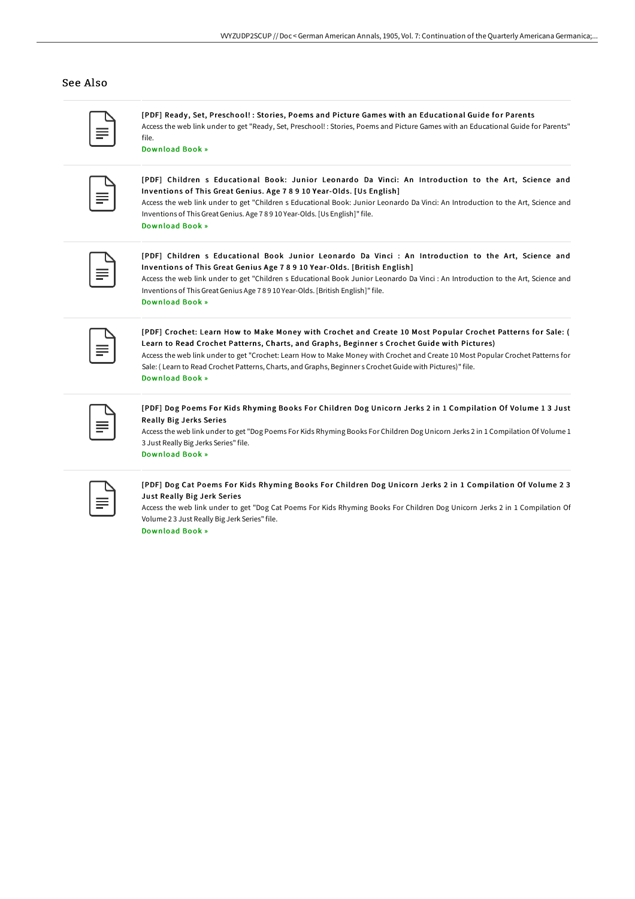## See Also

[PDF] Ready, Set, Preschool! : Stories, Poems and Picture Games with an Educational Guide for Parents
Access the web link under to get "Ready, Set, Preschool! : Stories, Poems and Picture Games with an Educational Guide for Parents" file.
Download Book »

[PDF] Children s Educational Book: Junior Leonardo Da Vinci: An Introduction to the Art, Science and Inventions of This Great Genius. Age 7 8 9 10 Year-Olds. [Us English]
Access the web link under to get "Children s Educational Book: Junior Leonardo Da Vinci: An Introduction to the Art, Science and Inventions of This Great Genius. Age 7 8 9 10 Year-Olds. [Us English]" file.
Download Book »

[PDF] Children s Educational Book Junior Leonardo Da Vinci : An Introduction to the Art, Science and Inventions of This Great Genius Age 7 8 9 10 Year-Olds. [British English]
Access the web link under to get "Children s Educational Book Junior Leonardo Da Vinci : An Introduction to the Art, Science and Inventions of This Great Genius Age 7 8 9 10 Year-Olds. [British English]" file.
Download Book »

[PDF] Crochet: Learn How to Make Money with Crochet and Create 10 Most Popular Crochet Patterns for Sale: ( Learn to Read Crochet Patterns, Charts, and Graphs, Beginner s Crochet Guide with Pictures)
Access the web link under to get "Crochet: Learn How to Make Money with Crochet and Create 10 Most Popular Crochet Patterns for Sale: ( Learn to Read Crochet Patterns, Charts, and Graphs, Beginner s Crochet Guide with Pictures)" file.
Download Book »

[PDF] Dog Poems For Kids Rhyming Books For Children Dog Unicorn Jerks 2 in 1 Compilation Of Volume 1 3 Just Really Big Jerks Series
Access the web link under to get "Dog Poems For Kids Rhyming Books For Children Dog Unicorn Jerks 2 in 1 Compilation Of Volume 1 3 Just Really Big Jerks Series" file.
Download Book »

[PDF] Dog Cat Poems For Kids Rhyming Books For Children Dog Unicorn Jerks 2 in 1 Compilation Of Volume 2 3 Just Really Big Jerk Series
Access the web link under to get "Dog Cat Poems For Kids Rhyming Books For Children Dog Unicorn Jerks 2 in 1 Compilation Of Volume 2 3 Just Really Big Jerk Series" file.
Download Book »